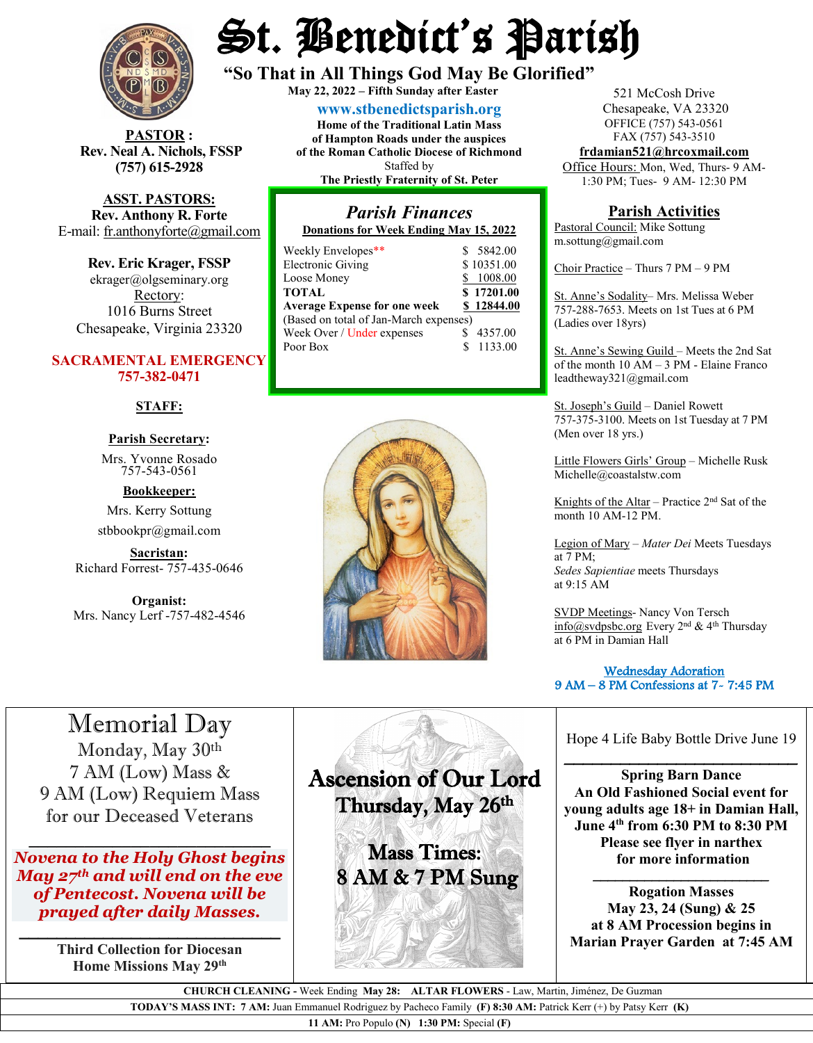# St. Benedict's Parish

## "So That in All Things God May Be Glorified"

**May 22, 2022 – Fifth Sunday after Easter**

**www.stbenedictsparish.org**

**Home of the Traditional Latin Mass of Hampton Roads under the auspices of the Roman Catholic Diocese of Richmond**

Staffed by

**The Priestly Fraternity of St. Peter**

521 McCosh Drive
Chesapeake, VA 23320
OFFICE (757) 543-0561
FAX (757) 543-3510
**frdamian521@hrcoxmail.com**
Office Hours: Mon, Wed, Thurs- 9 AM-1:30 PM; Tues- 9 AM- 12:30 PM

**PASTOR:**
**Rev. Neal A. Nichols, FSSP**
**(757) 615-2928**

**ASST. PASTORS:**
**Rev. Anthony R. Forte**
E-mail: fr.anthonyforte@gmail.com

**Rev. Eric Krager, FSSP**
ekrager@olgseminary.org

Rectory:
1016 Burns Street
Chesapeake, Virginia 23320

**SACRAMENTAL EMERGENCY**
**757-382-0471**

**STAFF:**

**Parish Secretary:**
Mrs. Yvonne Rosado
757-543-0561

**Bookkeeper:**
Mrs. Kerry Sottung
stbbookpr@gmail.com

**Sacristan:**
Richard Forrest- 757-435-0646

**Organist:**
Mrs. Nancy Lerf -757-482-4546

## *Parish Finances*

**Donations for Week Ending May 15, 2022**

| | |
|---|---|
| Weekly Envelopes** | $ 5842.00 |
| Electronic Giving | $ 10351.00 |
| Loose Money | $ 1008.00 |
| **TOTAL** | **$ 17201.00** |
| **Average Expense for one week** | **$ 12844.00** |
| (Based on total of Jan-March expenses) | |
| Week Over / Under expenses | $ 4357.00 |
| Poor Box | $ 1133.00 |

## Parish Activities

Pastoral Council: Mike Sottung
m.sottung@gmail.com

Choir Practice – Thurs 7 PM – 9 PM

St. Anne's Sodality– Mrs. Melissa Weber 757-288-7653. Meets on 1st Tues at 6 PM (Ladies over 18yrs)

St. Anne's Sewing Guild – Meets the 2nd Sat of the month 10 AM – 3 PM - Elaine Franco leadtheway321@gmail.com

St. Joseph's Guild – Daniel Rowett 757-375-3100. Meets on 1st Tuesday at 7 PM (Men over 18 yrs.)

Little Flowers Girls' Group – Michelle Rusk
Michelle@coastalstw.com

Knights of the Altar – Practice 2nd Sat of the month 10 AM-12 PM.

Legion of Mary – *Mater Dei* Meets Tuesdays at 7 PM;
*Sedes Sapientiae* meets Thursdays at 9:15 AM

SVDP Meetings- Nancy Von Tersch
info@svdpsbc.org Every 2nd & 4th Thursday at 6 PM in Damian Hall

Wednesday Adoration
9 AM – 8 PM Confessions at 7- 7:45 PM

---

## Memorial Day

Monday, May 30th
7 AM (Low) Mass &
9 AM (Low) Requiem Mass
for our Deceased Veterans

***Novena to the Holy Ghost begins May 27th and will end on the eve of Pentecost. Novena will be prayed after daily Masses.***

**Third Collection for Diocesan Home Missions May 29th**

## Ascension of Our Lord
## Thursday, May 26th

## Mass Times:
## 8 AM & 7 PM Sung

Hope 4 Life Baby Bottle Drive June 19

**Spring Barn Dance**
**An Old Fashioned Social event for young adults age 18+ in Damian Hall, June 4th from 6:30 PM to 8:30 PM**
**Please see flyer in narthex for more information**

**Rogation Masses**
**May 23, 24 (Sung) & 25**
**at 8 AM Procession begins in Marian Prayer Garden at 7:45 AM**

---

**CHURCH CLEANING -** Week Ending **May 28: ALTAR FLOWERS** - Law, Martin, Jiménez, De Guzman

**TODAY'S MASS INT: 7 AM:** Juan Emmanuel Rodriguez by Pacheco Family **(F) 8:30 AM:** Patrick Kerr (+) by Patsy Kerr **(K)**

**11 AM:** Pro Populo **(N) 1:30 PM:** Special **(F)**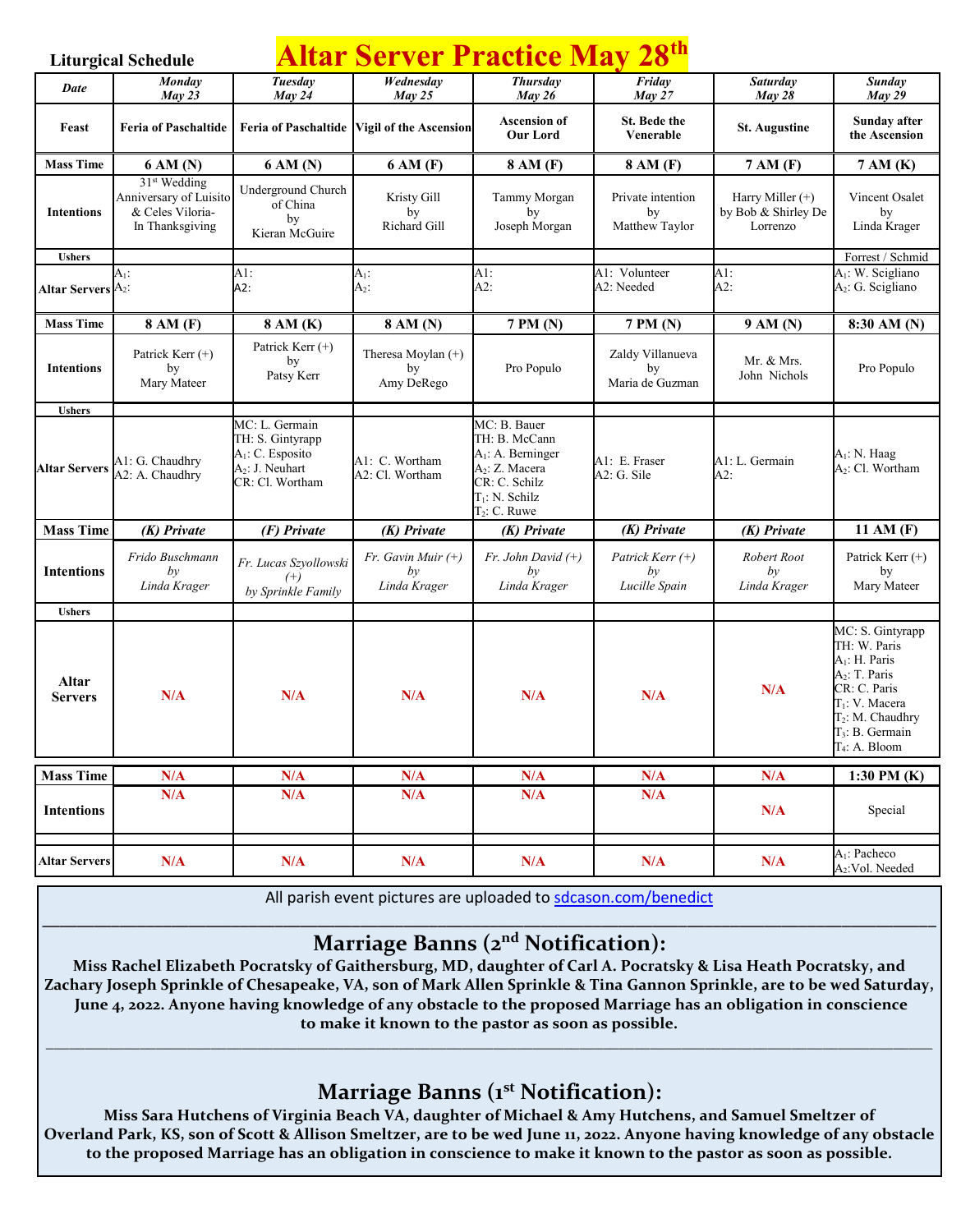**Liturgical Schedule**

# Altar Server Practice May 28th

| Date | *Monday May 23* | *Tuesday May 24* | *Wednesday May 25* | *Thursday May 26* | *Friday May 27* | *Saturday May 28* | *Sunday May 29* |
|---|---|---|---|---|---|---|---|
| Feast | Feria of Paschaltide | Feria of Paschaltide | Vigil of the Ascension | Ascension of Our Lord | St. Bede the Venerable | St. Augustine | Sunday after the Ascension |
| Mass Time | 6 AM (N) | 6 AM (N) | 6 AM (F) | 8 AM (F) | 8 AM (F) | 7 AM (F) | 7 AM (K) |
| Intentions | 31st Wedding Anniversary of Luisito & Celes Viloria- In Thanksgiving | Underground Church of China by Kieran McGuire | Kristy Gill by Richard Gill | Tammy Morgan by Joseph Morgan | Private intention by Matthew Taylor | Harry Miller (+) by Bob & Shirley De Lorrenzo | Vincent Osalet by Linda Krager |
| Ushers | | | | | | | Forrest / Schmid |
| Altar Servers | $A_1$: $A_2$: | A1: A2: | $A_1$: $A_2$: | A1: A2: | A1: Volunteer A2: Needed | A1: A2: | $A_1$: W. Scigliano $A_2$: G. Scigliano |
| Mass Time | 8 AM (F) | 8 AM (K) | 8 AM (N) | 7 PM (N) | 7 PM (N) | 9 AM (N) | 8:30 AM (N) |
| Intentions | Patrick Kerr (+) by Mary Mateer | Patrick Kerr (+) by Patsy Kerr | Theresa Moylan (+) by Amy DeRego | Pro Populo | Zaldy Villanueva by Maria de Guzman | Mr. & Mrs. John Nichols | Pro Populo |
| Ushers | | | | | | | |
| Altar Servers | A1: G. Chaudhry A2: A. Chaudhry | MC: L. Germain TH: S. Gintyrapp $A_1$: C. Esposito $A_2$: J. Neuhart CR: Cl. Wortham | A1: C. Wortham A2: Cl. Wortham | MC: B. Bauer TH: B. McCann $A_1$: A. Berninger $A_2$: Z. Macera CR: C. Schilz $T_1$: N. Schilz $T_2$: C. Ruwe | A1: E. Fraser A2: G. Sile | A1: L. Germain A2: | $A_1$: N. Haag $A_2$: Cl. Wortham |
| Mass Time | *(K) Private* | *(F) Private* | *(K) Private* | *(K) Private* | *(K) Private* | *(K) Private* | 11 AM (F) |
| Intentions | *Frido Buschmann by Linda Krager* | *Fr. Lucas Szyollowski (+) by Sprinkle Family* | *Fr. Gavin Muir (+) by Linda Krager* | *Fr. John David (+) by Linda Krager* | *Patrick Kerr (+) by Lucille Spain* | *Robert Root by Linda Krager* | Patrick Kerr (+) by Mary Mateer |
| Ushers | | | | | | | |
| Altar Servers | N/A | N/A | N/A | N/A | N/A | N/A | MC: S. Gintyrapp TH: W. Paris $A_1$: H. Paris $A_2$: T. Paris CR: C. Paris $T_1$: V. Macera $T_2$: M. Chaudhry $T_3$: B. Germain $T_4$: A. Bloom |
| Mass Time | N/A | N/A | N/A | N/A | N/A | N/A | 1:30 PM (K) |
| Intentions | N/A | N/A | N/A | N/A | N/A | N/A | Special |
| | | | | | | | |
| Altar Servers | N/A | N/A | N/A | N/A | N/A | N/A | $A_1$: Pacheco $A_2$: Vol. Needed |

All parish event pictures are uploaded to sdcason.com/benedict

## Marriage Banns (2nd Notification):

**Miss Rachel Elizabeth Pocratsky of Gaithersburg, MD, daughter of Carl A. Pocratsky & Lisa Heath Pocratsky, and Zachary Joseph Sprinkle of Chesapeake, VA, son of Mark Allen Sprinkle & Tina Gannon Sprinkle, are to be wed Saturday, June 4, 2022. Anyone having knowledge of any obstacle to the proposed Marriage has an obligation in conscience to make it known to the pastor as soon as possible.**

## Marriage Banns (1st Notification):

**Miss Sara Hutchens of Virginia Beach VA, daughter of Michael & Amy Hutchens, and Samuel Smeltzer of Overland Park, KS, son of Scott & Allison Smeltzer, are to be wed June 11, 2022. Anyone having knowledge of any obstacle to the proposed Marriage has an obligation in conscience to make it known to the pastor as soon as possible.**